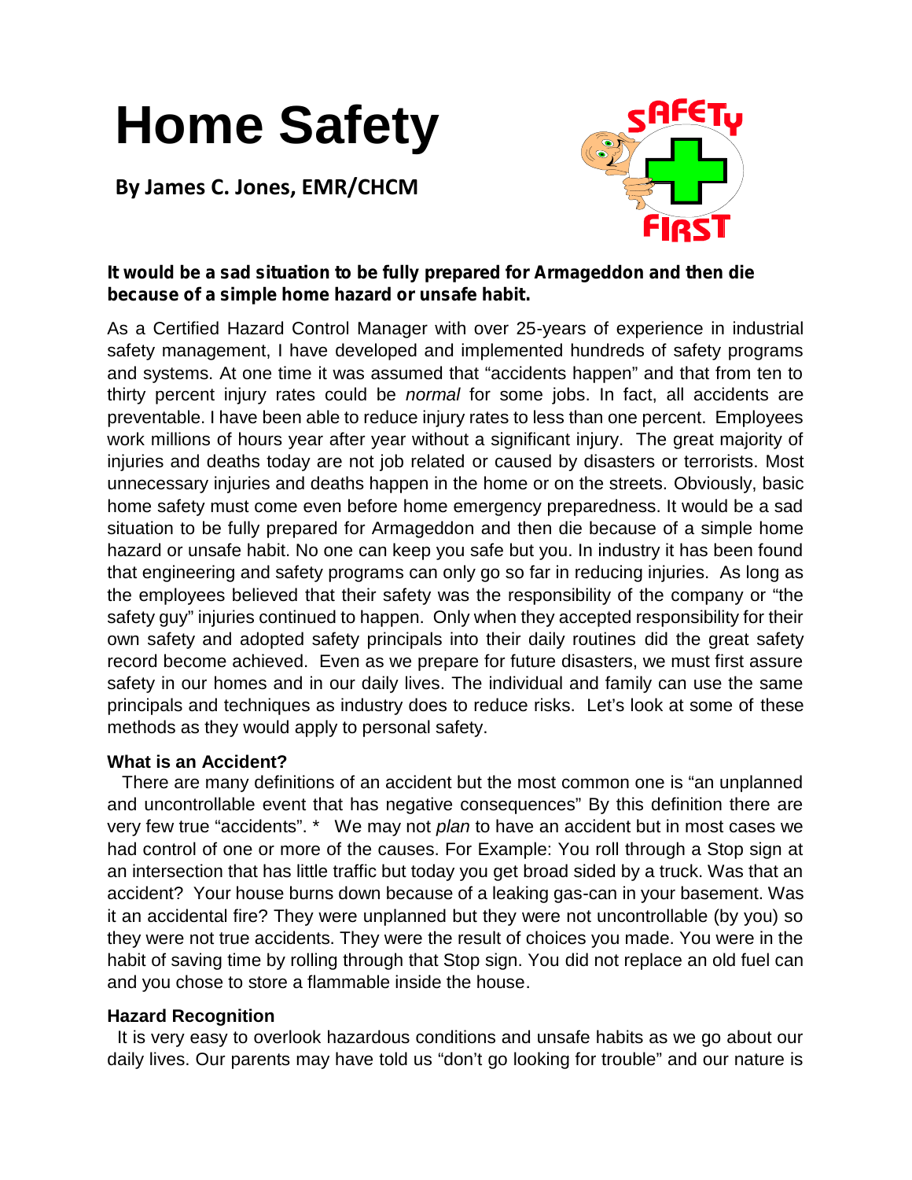# Home Safety

**By James C. Jones, EMR/CHCM**

**It would be a sad situation to be fully prepared for Armageddon and then die because of a simple home hazard or unsafe habit.**

As a Certified Hazard Control Manager with over 25-years of experience in industrial safety management, I have developed and implemented hundreds of safety programs and systems. At one time it was assumed that "accidents happen" and that from ten to thirty percent injury rates could be *normal* for some jobs. In fact, all accidents are preventable. I have been able to reduce injury rates to less than one percent. Employees work millions of hours year after year without a significant injury. The great majority of injuries and deaths today are not job related or caused by disasters or terrorists. Most unnecessary injuries and deaths happen in the home or on the streets. Obviously, basic home safety must come even before home emergency preparedness. It would be a sad situation to be fully prepared for Armageddon and then die because of a simple home hazard or unsafe habit. No one can keep you safe but you. In industry it has been found that engineering and safety programs can only go so far in reducing injuries. As long as the employees believed that their safety was the responsibility of the company or "the safety guy" injuries continued to happen. Only when they accepted responsibility for their own safety and adopted safety principals into their daily routines did the great safety record become achieved. Even as we prepare for future disasters, we must first assure safety in our homes and in our daily lives. The individual and family can use the same principals and techniques as industry does to reduce risks. Let's look at some of these methods as they would apply to personal safety.

**What is an Accident?**

There are many definitions of an accident but the most common one is "an unplanned and uncontrollable event that has negative consequences" By this definition there are very few true "accidents". * We may not *plan* to have an accident but in most cases we had control of one or more of the causes. For Example: You roll through a Stop sign at an intersection that has little traffic but today you get broad sided by a truck. Was that an accident? Your house burns down because of a leaking gas-can in your basement. Was it an accidental fire? They were unplanned but they were not uncontrollable (by you) so they were not true accidents. They were the result of choices you made. You were in the habit of saving time by rolling through that Stop sign. You did not replace an old fuel can and you chose to store a flammable inside the house.

**Hazard Recognition**

It is very easy to overlook hazardous conditions and unsafe habits as we go about our daily lives. Our parents may have told us "don't go looking for trouble" and our nature is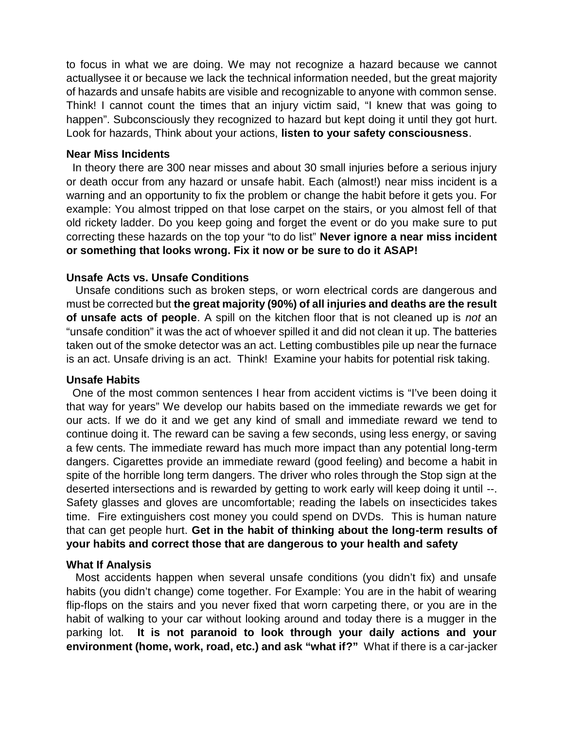to focus in what we are doing. We may not recognize a hazard because we cannot actuallysee it or because we lack the technical information needed, but the great majority of hazards and unsafe habits are visible and recognizable to anyone with common sense. Think! I cannot count the times that an injury victim said, "I knew that was going to happen". Subconsciously they recognized to hazard but kept doing it until they got hurt. Look for hazards, Think about your actions, **listen to your safety consciousness**.

### Near Miss Incidents

In theory there are 300 near misses and about 30 small injuries before a serious injury or death occur from any hazard or unsafe habit. Each (almost!) near miss incident is a warning and an opportunity to fix the problem or change the habit before it gets you. For example: You almost tripped on that lose carpet on the stairs, or you almost fell of that old rickety ladder. Do you keep going and forget the event or do you make sure to put correcting these hazards on the top your "to do list" **Never ignore a near miss incident or something that looks wrong. Fix it now or be sure to do it ASAP!**

### Unsafe Acts vs. Unsafe Conditions

Unsafe conditions such as broken steps, or worn electrical cords are dangerous and must be corrected but **the great majority (90%) of all injuries and deaths are the result of unsafe acts of people**. A spill on the kitchen floor that is not cleaned up is *not* an "unsafe condition" it was the act of whoever spilled it and did not clean it up. The batteries taken out of the smoke detector was an act. Letting combustibles pile up near the furnace is an act. Unsafe driving is an act. Think! Examine your habits for potential risk taking.

### Unsafe Habits

One of the most common sentences I hear from accident victims is "I've been doing it that way for years" We develop our habits based on the immediate rewards we get for our acts. If we do it and we get any kind of small and immediate reward we tend to continue doing it. The reward can be saving a few seconds, using less energy, or saving a few cents. The immediate reward has much more impact than any potential long-term dangers. Cigarettes provide an immediate reward (good feeling) and become a habit in spite of the horrible long term dangers. The driver who roles through the Stop sign at the deserted intersections and is rewarded by getting to work early will keep doing it until --. Safety glasses and gloves are uncomfortable; reading the labels on insecticides takes time. Fire extinguishers cost money you could spend on DVDs. This is human nature that can get people hurt. **Get in the habit of thinking about the long-term results of your habits and correct those that are dangerous to your health and safety**

### What If Analysis

Most accidents happen when several unsafe conditions (you didn't fix) and unsafe habits (you didn't change) come together. For Example: You are in the habit of wearing flip-flops on the stairs and you never fixed that worn carpeting there, or you are in the habit of walking to your car without looking around and today there is a mugger in the parking lot. **It is not paranoid to look through your daily actions and your environment (home, work, road, etc.) and ask "what if?"** What if there is a car-jacker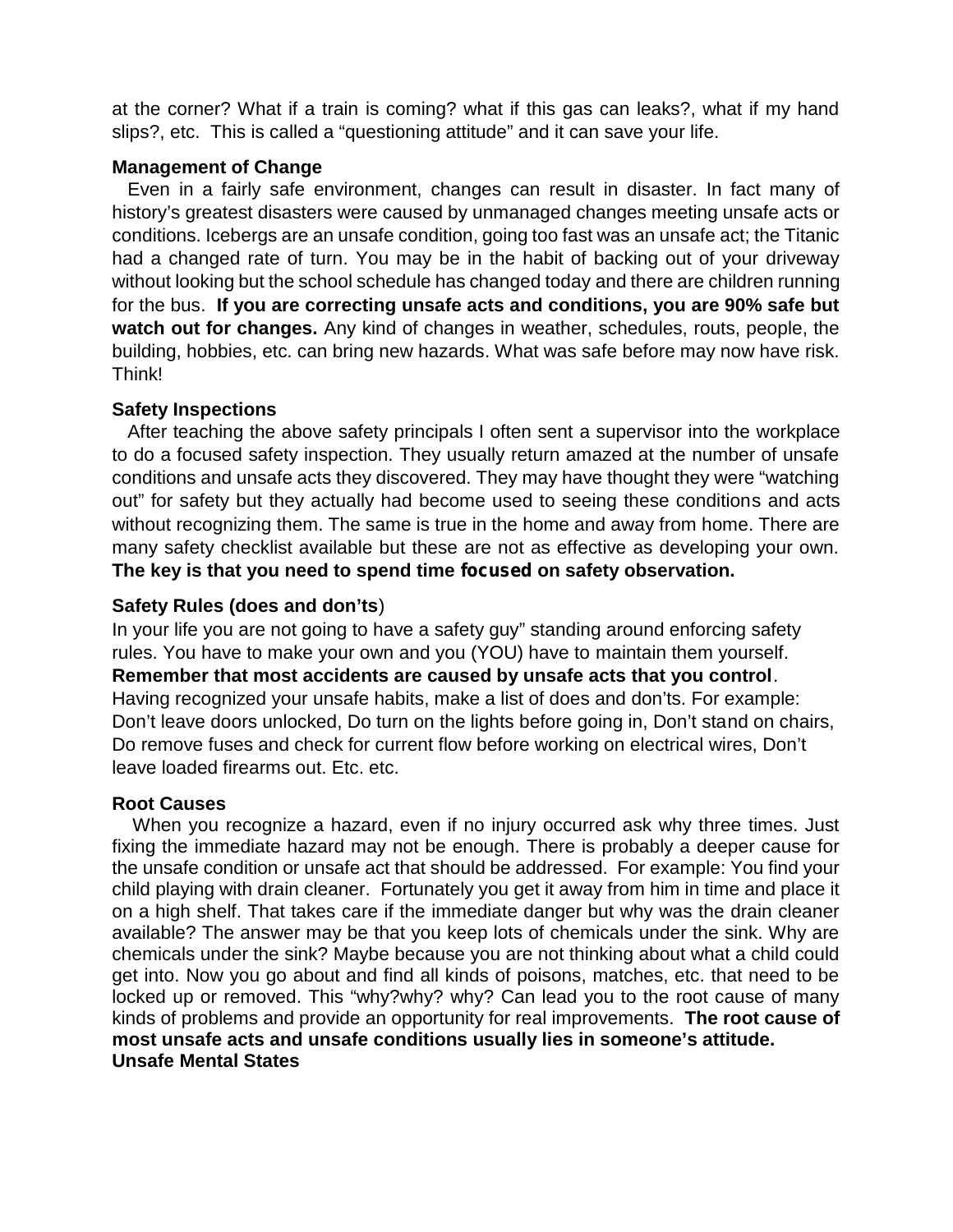at the corner? What if a train is coming? what if this gas can leaks?, what if my hand slips?, etc. This is called a "questioning attitude" and it can save your life.

**Management of Change**

Even in a fairly safe environment, changes can result in disaster. In fact many of history's greatest disasters were caused by unmanaged changes meeting unsafe acts or conditions. Icebergs are an unsafe condition, going too fast was an unsafe act; the Titanic had a changed rate of turn. You may be in the habit of backing out of your driveway without looking but the school schedule has changed today and there are children running for the bus. **If you are correcting unsafe acts and conditions, you are 90% safe but watch out for changes.** Any kind of changes in weather, schedules, routs, people, the building, hobbies, etc. can bring new hazards. What was safe before may now have risk. Think!

**Safety Inspections**

After teaching the above safety principals I often sent a supervisor into the workplace to do a focused safety inspection. They usually return amazed at the number of unsafe conditions and unsafe acts they discovered. They may have thought they were "watching out" for safety but they actually had become used to seeing these conditions and acts without recognizing them. The same is true in the home and away from home. There are many safety checklist available but these are not as effective as developing your own. **The key is that you need to spend time focused on safety observation.**

**Safety Rules (does and don'ts**)

In your life you are not going to have a safety guy" standing around enforcing safety rules. You have to make your own and you (YOU) have to maintain them yourself. **Remember that most accidents are caused by unsafe acts that you control**. Having recognized your unsafe habits, make a list of does and don'ts. For example: Don't leave doors unlocked, Do turn on the lights before going in, Don't stand on chairs, Do remove fuses and check for current flow before working on electrical wires, Don't leave loaded firearms out. Etc. etc.

**Root Causes**

When you recognize a hazard, even if no injury occurred ask why three times. Just fixing the immediate hazard may not be enough. There is probably a deeper cause for the unsafe condition or unsafe act that should be addressed. For example: You find your child playing with drain cleaner. Fortunately you get it away from him in time and place it on a high shelf. That takes care if the immediate danger but why was the drain cleaner available? The answer may be that you keep lots of chemicals under the sink. Why are chemicals under the sink? Maybe because you are not thinking about what a child could get into. Now you go about and find all kinds of poisons, matches, etc. that need to be locked up or removed. This "why?why? why? Can lead you to the root cause of many kinds of problems and provide an opportunity for real improvements. **The root cause of most unsafe acts and unsafe conditions usually lies in someone's attitude.**

**Unsafe Mental States**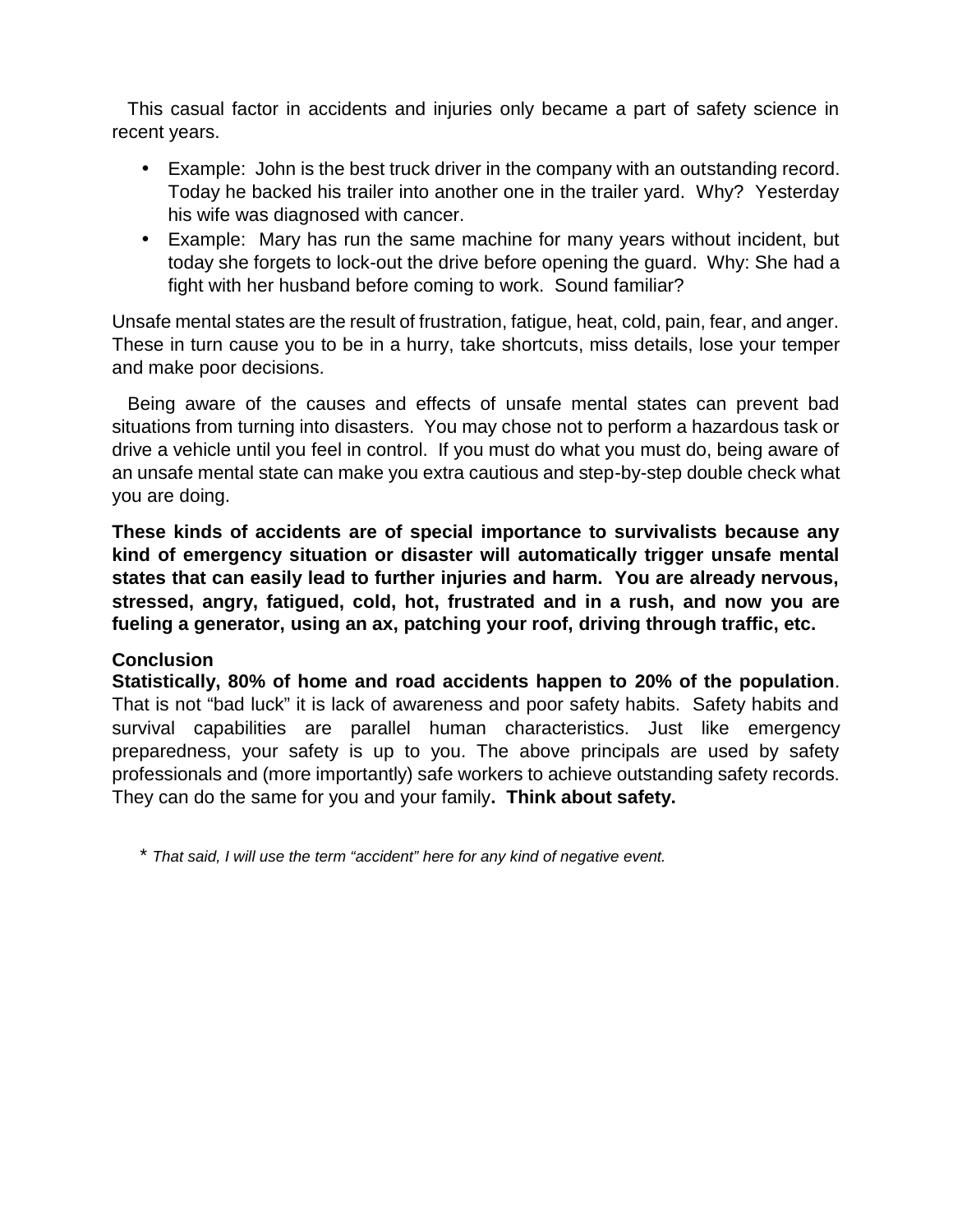This casual factor in accidents and injuries only became a part of safety science in recent years.

- Example: John is the best truck driver in the company with an outstanding record. Today he backed his trailer into another one in the trailer yard. Why? Yesterday his wife was diagnosed with cancer.
- Example: Mary has run the same machine for many years without incident, but today she forgets to lock-out the drive before opening the guard. Why: She had a fight with her husband before coming to work. Sound familiar?

Unsafe mental states are the result of frustration, fatigue, heat, cold, pain, fear, and anger. These in turn cause you to be in a hurry, take shortcuts, miss details, lose your temper and make poor decisions.

Being aware of the causes and effects of unsafe mental states can prevent bad situations from turning into disasters. You may chose not to perform a hazardous task or drive a vehicle until you feel in control. If you must do what you must do, being aware of an unsafe mental state can make you extra cautious and step-by-step double check what you are doing.

**These kinds of accidents are of special importance to survivalists because any kind of emergency situation or disaster will automatically trigger unsafe mental states that can easily lead to further injuries and harm. You are already nervous, stressed, angry, fatigued, cold, hot, frustrated and in a rush, and now you are fueling a generator, using an ax, patching your roof, driving through traffic, etc.**

**Conclusion**

**Statistically, 80% of home and road accidents happen to 20% of the population**. That is not "bad luck" it is lack of awareness and poor safety habits. Safety habits and survival capabilities are parallel human characteristics. Just like emergency preparedness, your safety is up to you. The above principals are used by safety professionals and (more importantly) safe workers to achieve outstanding safety records. They can do the same for you and your family**. Think about safety.**

\* *That said, I will use the term "accident" here for any kind of negative event.*